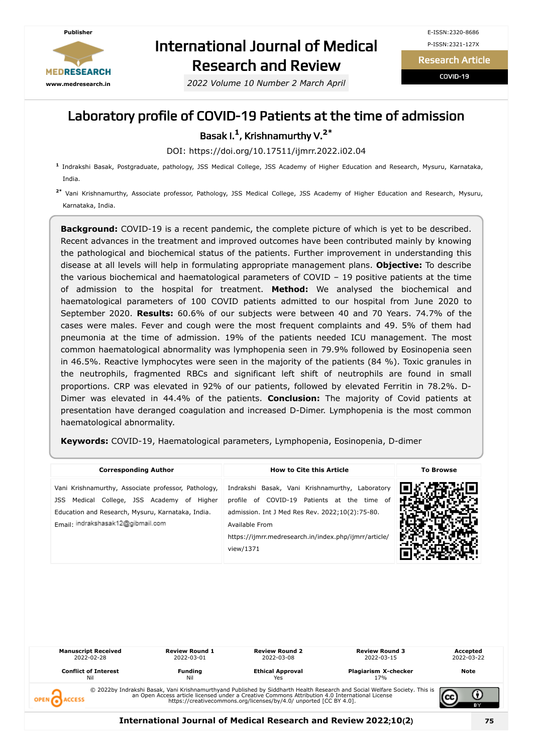Publisher

MEDRESEARCH

www.medresearch.in

# International Journal of Medical Research and Review

*2022 Volume 10 Number 2 March April*

E-ISSN:2320-8686

P-ISSN:2321-127X

Research Article

COVID-19

## Laboratory profile of COVID-19 Patients at the time of admission

Basak I.[1], Krishnamurthy V.[2*]

DOI: https://doi.org/10.17511/ijmrr.2022.i02.04

[1] Indrakshi Basak, Postgraduate, pathology, JSS Medical College, JSS Academy of Higher Education and Research, Mysuru, Karnataka, India.

[2*] Vani Krishnamurthy, Associate professor, Pathology, JSS Medical College, JSS Academy of Higher Education and Research, Mysuru, Karnataka, India.

**Background:** COVID-19 is a recent pandemic, the complete picture of which is yet to be described. Recent advances in the treatment and improved outcomes have been contributed mainly by knowing the pathological and biochemical status of the patients. Further improvement in understanding this disease at all levels will help in formulating appropriate management plans. **Objective:** To describe the various biochemical and haematological parameters of COVID – 19 positive patients at the time of admission to the hospital for treatment. **Method:** We analysed the biochemical and haematological parameters of 100 COVID patients admitted to our hospital from June 2020 to September 2020. **Results:** 60.6% of our subjects were between 40 and 70 Years. 74.7% of the cases were males. Fever and cough were the most frequent complaints and 49. 5% of them had pneumonia at the time of admission. 19% of the patients needed ICU management. The most common haematological abnormality was lymphopenia seen in 79.9% followed by Eosinopenia seen in 46.5%. Reactive lymphocytes were seen in the majority of the patients (84 %). Toxic granules in the neutrophils, fragmented RBCs and significant left shift of neutrophils are found in small proportions. CRP was elevated in 92% of our patients, followed by elevated Ferritin in 78.2%. D-Dimer was elevated in 44.4% of the patients. **Conclusion:** The majority of Covid patients at presentation have deranged coagulation and increased D-Dimer. Lymphopenia is the most common haematological abnormality.

**Keywords:** COVID-19, Haematological parameters, Lymphopenia, Eosinopenia, D-dimer

| Corresponding Author | How to Cite this Article | To Browse |
|---|---|---|
| Vani Krishnamurthy, Associate professor, Pathology, JSS Medical College, JSS Academy of Higher Education and Research, Mysuru, Karnataka, India. Email: indrakshasak12@gibmail.com | Indrakshi Basak, Vani Krishnamurthy, Laboratory profile of COVID-19 Patients at the time of admission. Int J Med Res Rev. 2022;10(2):75-80. Available From https://ijmrr.medresearch.in/index.php/ijmrr/article/view/1371 | |

| Manuscript Received | Review Round 1 | Review Round 2 | Review Round 3 | Accepted |
|---|---|---|---|---|
| 2022-02-28 | 2022-03-01 | 2022-03-08 | 2022-03-15 | 2022-03-22 |
| **Conflict of Interest** | **Funding** | **Ethical Approval** | **Plagiarism X-checker** | **Note** |
| Nil | Nil | Yes | 17% | |

© 2022by Indrakshi Basak, Vani Krishnamurthyand Published by Siddharth Health Research and Social Welfare Society. This is an Open Access article licensed under a Creative Commons Attribution 4.0 International License https://creativecommons.org/licenses/by/4.0/ unported [CC BY 4.0].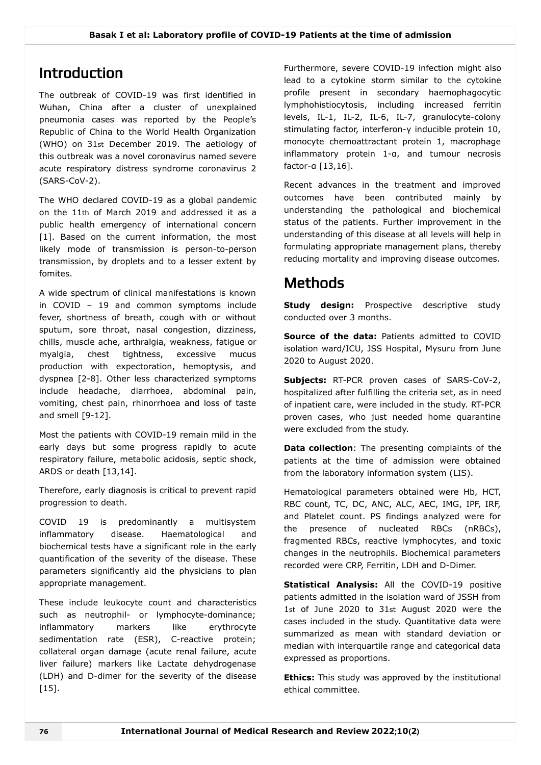## Introduction

The outbreak of COVID-19 was first identified in Wuhan, China after a cluster of unexplained pneumonia cases was reported by the People's Republic of China to the World Health Organization (WHO) on 31st December 2019. The aetiology of this outbreak was a novel coronavirus named severe acute respiratory distress syndrome coronavirus 2 (SARS-CoV-2).

The WHO declared COVID-19 as a global pandemic on the 11th of March 2019 and addressed it as a public health emergency of international concern [1]. Based on the current information, the most likely mode of transmission is person-to-person transmission, by droplets and to a lesser extent by fomites.

A wide spectrum of clinical manifestations is known in COVID – 19 and common symptoms include fever, shortness of breath, cough with or without sputum, sore throat, nasal congestion, dizziness, chills, muscle ache, arthralgia, weakness, fatigue or myalgia, chest tightness, excessive mucus production with expectoration, hemoptysis, and dyspnea [2-8]. Other less characterized symptoms include headache, diarrhoea, abdominal pain, vomiting, chest pain, rhinorrhoea and loss of taste and smell [9-12].

Most the patients with COVID-19 remain mild in the early days but some progress rapidly to acute respiratory failure, metabolic acidosis, septic shock, ARDS or death [13,14].

Therefore, early diagnosis is critical to prevent rapid progression to death.

COVID 19 is predominantly a multisystem inflammatory disease. Haematological and biochemical tests have a significant role in the early quantification of the severity of the disease. These parameters significantly aid the physicians to plan appropriate management.

These include leukocyte count and characteristics such as neutrophil- or lymphocyte-dominance; inflammatory markers like erythrocyte sedimentation rate (ESR), C-reactive protein; collateral organ damage (acute renal failure, acute liver failure) markers like Lactate dehydrogenase (LDH) and D-dimer for the severity of the disease [15].

Furthermore, severe COVID-19 infection might also lead to a cytokine storm similar to the cytokine profile present in secondary haemophagocytic lymphohistiocytosis, including increased ferritin levels, IL-1, IL-2, IL-6, IL-7, granulocyte-colony stimulating factor, interferon-γ inducible protein 10, monocyte chemoattractant protein 1, macrophage inflammatory protein 1-α, and tumour necrosis factor-α [13,16].

Recent advances in the treatment and improved outcomes have been contributed mainly by understanding the pathological and biochemical status of the patients. Further improvement in the understanding of this disease at all levels will help in formulating appropriate management plans, thereby reducing mortality and improving disease outcomes.

## Methods

**Study design:** Prospective descriptive study conducted over 3 months.

**Source of the data:** Patients admitted to COVID isolation ward/ICU, JSS Hospital, Mysuru from June 2020 to August 2020.

**Subjects:** RT-PCR proven cases of SARS-CoV-2, hospitalized after fulfilling the criteria set, as in need of inpatient care, were included in the study. RT-PCR proven cases, who just needed home quarantine were excluded from the study.

**Data collection**: The presenting complaints of the patients at the time of admission were obtained from the laboratory information system (LIS).

Hematological parameters obtained were Hb, HCT, RBC count, TC, DC, ANC, ALC, AEC, IMG, IPF, IRF, and Platelet count. PS findings analyzed were for the presence of nucleated RBCs (nRBCs), fragmented RBCs, reactive lymphocytes, and toxic changes in the neutrophils. Biochemical parameters recorded were CRP, Ferritin, LDH and D-Dimer.

**Statistical Analysis:** All the COVID-19 positive patients admitted in the isolation ward of JSSH from 1st of June 2020 to 31st August 2020 were the cases included in the study. Quantitative data were summarized as mean with standard deviation or median with interquartile range and categorical data expressed as proportions.

**Ethics:** This study was approved by the institutional ethical committee.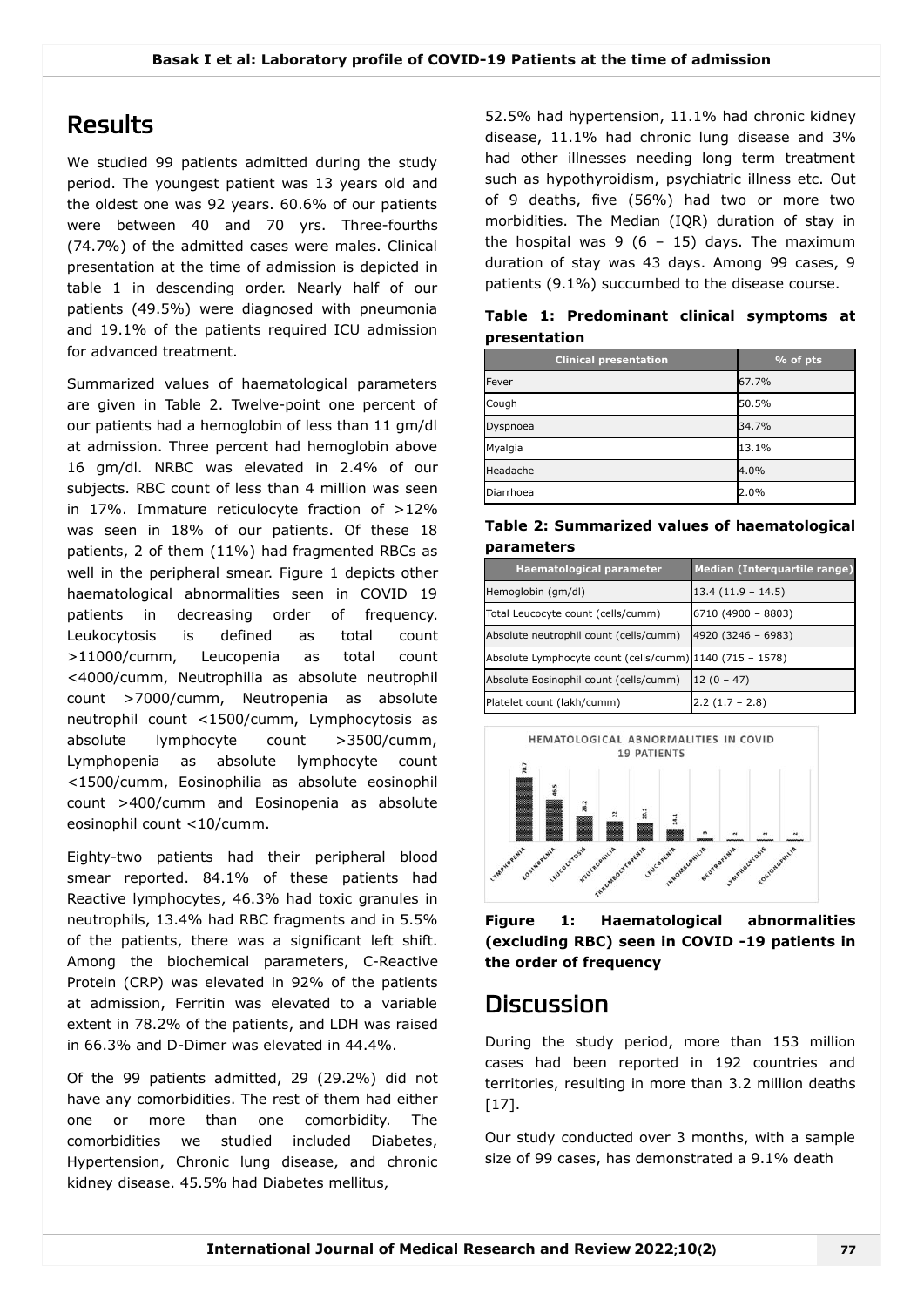## Results

We studied 99 patients admitted during the study period. The youngest patient was 13 years old and the oldest one was 92 years. 60.6% of our patients were between 40 and 70 yrs. Three-fourths (74.7%) of the admitted cases were males. Clinical presentation at the time of admission is depicted in table 1 in descending order. Nearly half of our patients (49.5%) were diagnosed with pneumonia and 19.1% of the patients required ICU admission for advanced treatment.

Summarized values of haematological parameters are given in Table 2. Twelve-point one percent of our patients had a hemoglobin of less than 11 gm/dl at admission. Three percent had hemoglobin above 16 gm/dl. NRBC was elevated in 2.4% of our subjects. RBC count of less than 4 million was seen in 17%. Immature reticulocyte fraction of >12% was seen in 18% of our patients. Of these 18 patients, 2 of them (11%) had fragmented RBCs as well in the peripheral smear. Figure 1 depicts other haematological abnormalities seen in COVID 19 patients in decreasing order of frequency. Leukocytosis is defined as total count >11000/cumm, Leucopenia as total count <4000/cumm, Neutrophilia as absolute neutrophil count >7000/cumm, Neutropenia as absolute neutrophil count <1500/cumm, Lymphocytosis as absolute lymphocyte count >3500/cumm, Lymphopenia as absolute lymphocyte count <1500/cumm, Eosinophilia as absolute eosinophil count >400/cumm and Eosinopenia as absolute eosinophil count <10/cumm.

Eighty-two patients had their peripheral blood smear reported. 84.1% of these patients had Reactive lymphocytes, 46.3% had toxic granules in neutrophils, 13.4% had RBC fragments and in 5.5% of the patients, there was a significant left shift. Among the biochemical parameters, C-Reactive Protein (CRP) was elevated in 92% of the patients at admission, Ferritin was elevated to a variable extent in 78.2% of the patients, and LDH was raised in 66.3% and D-Dimer was elevated in 44.4%.

Of the 99 patients admitted, 29 (29.2%) did not have any comorbidities. The rest of them had either one or more than one comorbidity. The comorbidities we studied included Diabetes, Hypertension, Chronic lung disease, and chronic kidney disease. 45.5% had Diabetes mellitus, 52.5% had hypertension, 11.1% had chronic kidney disease, 11.1% had chronic lung disease and 3% had other illnesses needing long term treatment such as hypothyroidism, psychiatric illness etc. Out of 9 deaths, five (56%) had two or more two morbidities. The Median (IQR) duration of stay in the hospital was 9 (6 – 15) days. The maximum duration of stay was 43 days. Among 99 cases, 9 patients (9.1%) succumbed to the disease course.

**Table 1: Predominant clinical symptoms at presentation**

| Clinical presentation | % of pts |
|---|---|
| Fever | 67.7% |
| Cough | 50.5% |
| Dyspnoea | 34.7% |
| Myalgia | 13.1% |
| Headache | 4.0% |
| Diarrhoea | 2.0% |

**Table 2: Summarized values of haematological parameters**

| Haematological parameter | Median (Interquartile range) |
|---|---|
| Hemoglobin (gm/dl) | 13.4 (11.9 – 14.5) |
| Total Leucocyte count (cells/cumm) | 6710 (4900 – 8803) |
| Absolute neutrophil count (cells/cumm) | 4920 (3246 – 6983) |
| Absolute Lymphocyte count (cells/cumm) | 1140 (715 – 1578) |
| Absolute Eosinophil count (cells/cumm) | 12 (0 – 47) |
| Platelet count (lakh/cumm) | 2.2 (1.7 – 2.8) |

HEMATOLOGICAL ABNORMALITIES IN COVID 19 PATIENTS

70.7
46.5
28.2
22
20.2
14.1
3
2
2
2

LYMPHOPENIA
EOSINOPENIA
LEUCOCYTOSIS
NEUTROPHILIA
THROMBOCYTOPENIA
LEUCOPENIA
THROMBOPHILIA
NEUTROPENIA
LYMPHOCYTOSIS
EOSINOPHILIA

**Figure 1: Haematological abnormalities (excluding RBC) seen in COVID -19 patients in the order of frequency**

## Discussion

During the study period, more than 153 million cases had been reported in 192 countries and territories, resulting in more than 3.2 million deaths [17].

Our study conducted over 3 months, with a sample size of 99 cases, has demonstrated a 9.1% death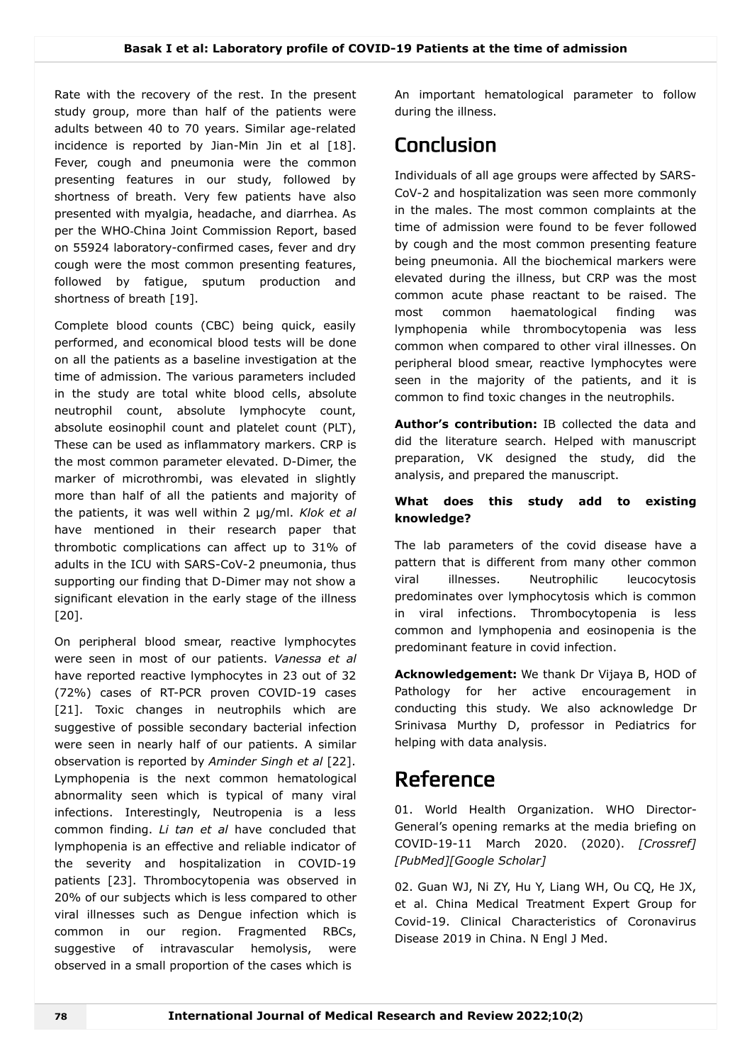Rate with the recovery of the rest. In the present study group, more than half of the patients were adults between 40 to 70 years. Similar age-related incidence is reported by Jian-Min Jin et al [18]. Fever, cough and pneumonia were the common presenting features in our study, followed by shortness of breath. Very few patients have also presented with myalgia, headache, and diarrhea. As per the WHO-China Joint Commission Report, based on 55924 laboratory-confirmed cases, fever and dry cough were the most common presenting features, followed by fatigue, sputum production and shortness of breath [19].

Complete blood counts (CBC) being quick, easily performed, and economical blood tests will be done on all the patients as a baseline investigation at the time of admission. The various parameters included in the study are total white blood cells, absolute neutrophil count, absolute lymphocyte count, absolute eosinophil count and platelet count (PLT), These can be used as inflammatory markers. CRP is the most common parameter elevated. D-Dimer, the marker of microthrombi, was elevated in slightly more than half of all the patients and majority of the patients, it was well within 2 µg/ml. *Klok et al* have mentioned in their research paper that thrombotic complications can affect up to 31% of adults in the ICU with SARS-CoV-2 pneumonia, thus supporting our finding that D-Dimer may not show a significant elevation in the early stage of the illness [20].

On peripheral blood smear, reactive lymphocytes were seen in most of our patients. *Vanessa et al* have reported reactive lymphocytes in 23 out of 32 (72%) cases of RT-PCR proven COVID-19 cases [21]. Toxic changes in neutrophils which are suggestive of possible secondary bacterial infection were seen in nearly half of our patients. A similar observation is reported by *Aminder Singh et al* [22]. Lymphopenia is the next common hematological abnormality seen which is typical of many viral infections. Interestingly, Neutropenia is a less common finding. *Li tan et al* have concluded that lymphopenia is an effective and reliable indicator of the severity and hospitalization in COVID-19 patients [23]. Thrombocytopenia was observed in 20% of our subjects which is less compared to other viral illnesses such as Dengue infection which is common in our region. Fragmented RBCs, suggestive of intravascular hemolysis, were observed in a small proportion of the cases which is An important hematological parameter to follow during the illness.

# Conclusion

Individuals of all age groups were affected by SARS-CoV-2 and hospitalization was seen more commonly in the males. The most common complaints at the time of admission were found to be fever followed by cough and the most common presenting feature being pneumonia. All the biochemical markers were elevated during the illness, but CRP was the most common acute phase reactant to be raised. The most common haematological finding was lymphopenia while thrombocytopenia was less common when compared to other viral illnesses. On peripheral blood smear, reactive lymphocytes were seen in the majority of the patients, and it is common to find toxic changes in the neutrophils.

**Author's contribution:** IB collected the data and did the literature search. Helped with manuscript preparation, VK designed the study, did the analysis, and prepared the manuscript.

**What does this study add to existing knowledge?**

The lab parameters of the covid disease have a pattern that is different from many other common viral illnesses. Neutrophilic leucocytosis predominates over lymphocytosis which is common in viral infections. Thrombocytopenia is less common and lymphopenia and eosinopenia is the predominant feature in covid infection.

**Acknowledgement:** We thank Dr Vijaya B, HOD of Pathology for her active encouragement in conducting this study. We also acknowledge Dr Srinivasa Murthy D, professor in Pediatrics for helping with data analysis.

# Reference

01. World Health Organization. WHO Director-General's opening remarks at the media briefing on COVID-19-11 March 2020. (2020). *[Crossref][PubMed][Google Scholar]*

02. Guan WJ, Ni ZY, Hu Y, Liang WH, Ou CQ, He JX, et al. China Medical Treatment Expert Group for Covid-19. Clinical Characteristics of Coronavirus Disease 2019 in China. N Engl J Med.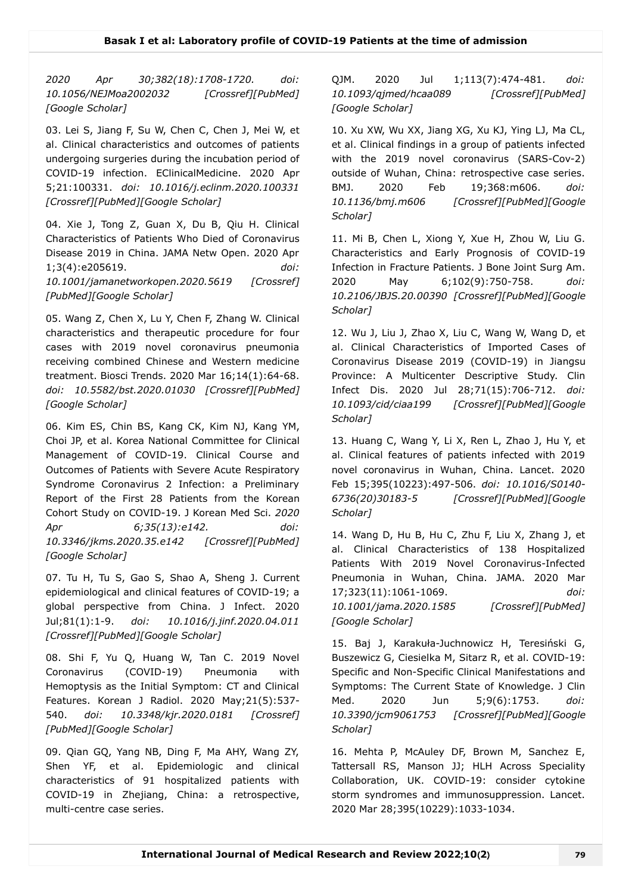*2020 Apr 30;382(18):1708-1720. doi: 10.1056/NEJMoa2002032 [Crossref][PubMed] [Google Scholar]*

03. Lei S, Jiang F, Su W, Chen C, Chen J, Mei W, et al. Clinical characteristics and outcomes of patients undergoing surgeries during the incubation period of COVID-19 infection. EClinicalMedicine. 2020 Apr 5;21:100331. *doi: 10.1016/j.eclinm.2020.100331 [Crossref][PubMed][Google Scholar]*

04. Xie J, Tong Z, Guan X, Du B, Qiu H. Clinical Characteristics of Patients Who Died of Coronavirus Disease 2019 in China. JAMA Netw Open. 2020 Apr 1;3(4):e205619. *doi: 10.1001/jamanetworkopen.2020.5619 [Crossref][PubMed][Google Scholar]*

05. Wang Z, Chen X, Lu Y, Chen F, Zhang W. Clinical characteristics and therapeutic procedure for four cases with 2019 novel coronavirus pneumonia receiving combined Chinese and Western medicine treatment. Biosci Trends. 2020 Mar 16;14(1):64-68. *doi: 10.5582/bst.2020.01030 [Crossref][PubMed] [Google Scholar]*

06. Kim ES, Chin BS, Kang CK, Kim NJ, Kang YM, Choi JP, et al. Korea National Committee for Clinical Management of COVID-19. Clinical Course and Outcomes of Patients with Severe Acute Respiratory Syndrome Coronavirus 2 Infection: a Preliminary Report of the First 28 Patients from the Korean Cohort Study on COVID-19. J Korean Med Sci. *2020 Apr 6;35(13):e142. doi: 10.3346/jkms.2020.35.e142 [Crossref][PubMed] [Google Scholar]*

07. Tu H, Tu S, Gao S, Shao A, Sheng J. Current epidemiological and clinical features of COVID-19; a global perspective from China. J Infect. 2020 Jul;81(1):1-9. *doi: 10.1016/j.jinf.2020.04.011 [Crossref][PubMed][Google Scholar]*

08. Shi F, Yu Q, Huang W, Tan C. 2019 Novel Coronavirus (COVID-19) Pneumonia with Hemoptysis as the Initial Symptom: CT and Clinical Features. Korean J Radiol. 2020 May;21(5):537-540. *doi: 10.3348/kjr.2020.0181 [Crossref] [PubMed][Google Scholar]*

09. Qian GQ, Yang NB, Ding F, Ma AHY, Wang ZY, Shen YF, et al. Epidemiologic and clinical characteristics of 91 hospitalized patients with COVID-19 in Zhejiang, China: a retrospective, multi-centre case series. QJM. 2020 Jul 1;113(7):474-481. *doi: 10.1093/qjmed/hcaa089 [Crossref][PubMed] [Google Scholar]*

10. Xu XW, Wu XX, Jiang XG, Xu KJ, Ying LJ, Ma CL, et al. Clinical findings in a group of patients infected with the 2019 novel coronavirus (SARS-Cov-2) outside of Wuhan, China: retrospective case series. BMJ. 2020 Feb 19;368:m606. *doi: 10.1136/bmj.m606 [Crossref][PubMed][Google Scholar]*

11. Mi B, Chen L, Xiong Y, Xue H, Zhou W, Liu G. Characteristics and Early Prognosis of COVID-19 Infection in Fracture Patients. J Bone Joint Surg Am. 2020 May 6;102(9):750-758. *doi: 10.2106/JBJS.20.00390 [Crossref][PubMed][Google Scholar]*

12. Wu J, Liu J, Zhao X, Liu C, Wang W, Wang D, et al. Clinical Characteristics of Imported Cases of Coronavirus Disease 2019 (COVID-19) in Jiangsu Province: A Multicenter Descriptive Study. Clin Infect Dis. 2020 Jul 28;71(15):706-712. *doi: 10.1093/cid/ciaa199 [Crossref][PubMed][Google Scholar]*

13. Huang C, Wang Y, Li X, Ren L, Zhao J, Hu Y, et al. Clinical features of patients infected with 2019 novel coronavirus in Wuhan, China. Lancet. 2020 Feb 15;395(10223):497-506. *doi: 10.1016/S0140-6736(20)30183-5 [Crossref][PubMed][Google Scholar]*

14. Wang D, Hu B, Hu C, Zhu F, Liu X, Zhang J, et al. Clinical Characteristics of 138 Hospitalized Patients With 2019 Novel Coronavirus-Infected Pneumonia in Wuhan, China. JAMA. 2020 Mar 17;323(11):1061-1069. *doi: 10.1001/jama.2020.1585 [Crossref][PubMed] [Google Scholar]*

15. Baj J, Karakuła-Juchnowicz H, Teresiński G, Buszewicz G, Ciesielka M, Sitarz R, et al. COVID-19: Specific and Non-Specific Clinical Manifestations and Symptoms: The Current State of Knowledge. J Clin Med. 2020 Jun 5;9(6):1753. *doi: 10.3390/jcm9061753 [Crossref][PubMed][Google Scholar]*

16. Mehta P, McAuley DF, Brown M, Sanchez E, Tattersall RS, Manson JJ; HLH Across Speciality Collaboration, UK. COVID-19: consider cytokine storm syndromes and immunosuppression. Lancet. 2020 Mar 28;395(10229):1033-1034.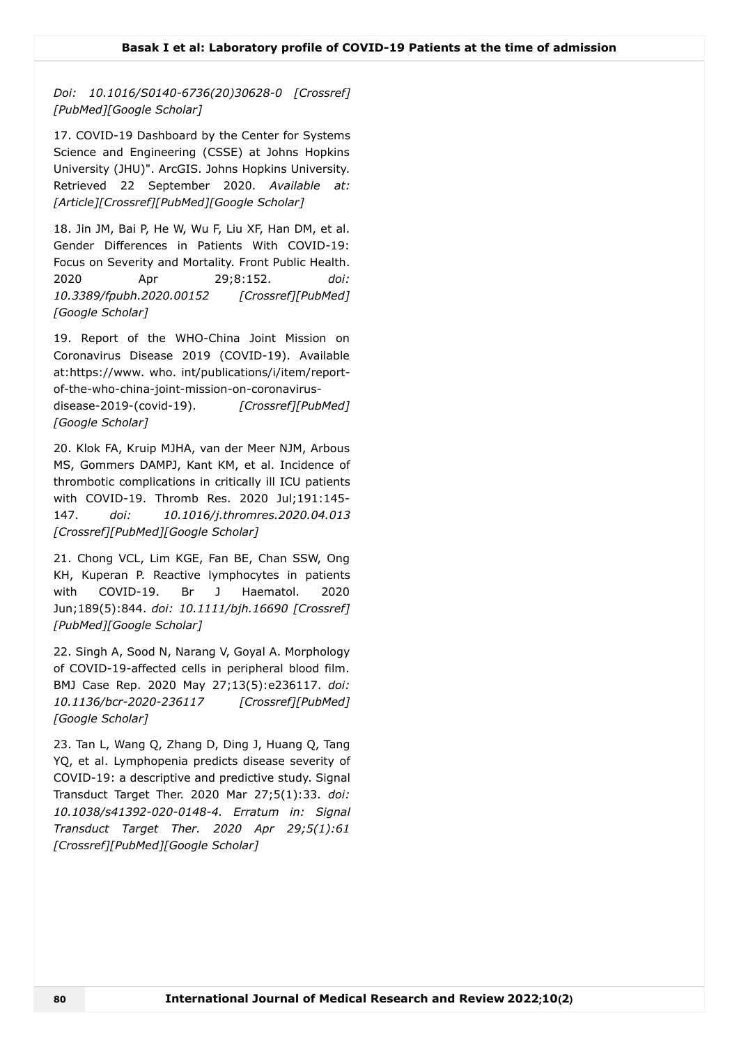*Doi: 10.1016/S0140-6736(20)30628-0 [Crossref][PubMed][Google Scholar]*

17. COVID-19 Dashboard by the Center for Systems Science and Engineering (CSSE) at Johns Hopkins University (JHU)". ArcGIS. Johns Hopkins University. Retrieved 22 September 2020. *Available at: [Article][Crossref][PubMed][Google Scholar]*

18. Jin JM, Bai P, He W, Wu F, Liu XF, Han DM, et al. Gender Differences in Patients With COVID-19: Focus on Severity and Mortality. Front Public Health. 2020 Apr 29;8:152. *doi: 10.3389/fpubh.2020.00152 [Crossref][PubMed][Google Scholar]*

19. Report of the WHO-China Joint Mission on Coronavirus Disease 2019 (COVID-19). Available at:https://www. who. int/publications/i/item/report-of-the-who-china-joint-mission-on-coronavirus-disease-2019-(covid-19). *[Crossref][PubMed][Google Scholar]*

20. Klok FA, Kruip MJHA, van der Meer NJM, Arbous MS, Gommers DAMPJ, Kant KM, et al. Incidence of thrombotic complications in critically ill ICU patients with COVID-19. Thromb Res. 2020 Jul;191:145-147. *doi: 10.1016/j.thromres.2020.04.013 [Crossref][PubMed][Google Scholar]*

21. Chong VCL, Lim KGE, Fan BE, Chan SSW, Ong KH, Kuperan P. Reactive lymphocytes in patients with COVID-19. Br J Haematol. 2020 Jun;189(5):844. *doi: 10.1111/bjh.16690 [Crossref][PubMed][Google Scholar]*

22. Singh A, Sood N, Narang V, Goyal A. Morphology of COVID-19-affected cells in peripheral blood film. BMJ Case Rep. 2020 May 27;13(5):e236117. *doi: 10.1136/bcr-2020-236117 [Crossref][PubMed][Google Scholar]*

23. Tan L, Wang Q, Zhang D, Ding J, Huang Q, Tang YQ, et al. Lymphopenia predicts disease severity of COVID-19: a descriptive and predictive study. Signal Transduct Target Ther. 2020 Mar 27;5(1):33. *doi: 10.1038/s41392-020-0148-4. Erratum in: Signal Transduct Target Ther. 2020 Apr 29;5(1):61 [Crossref][PubMed][Google Scholar]*